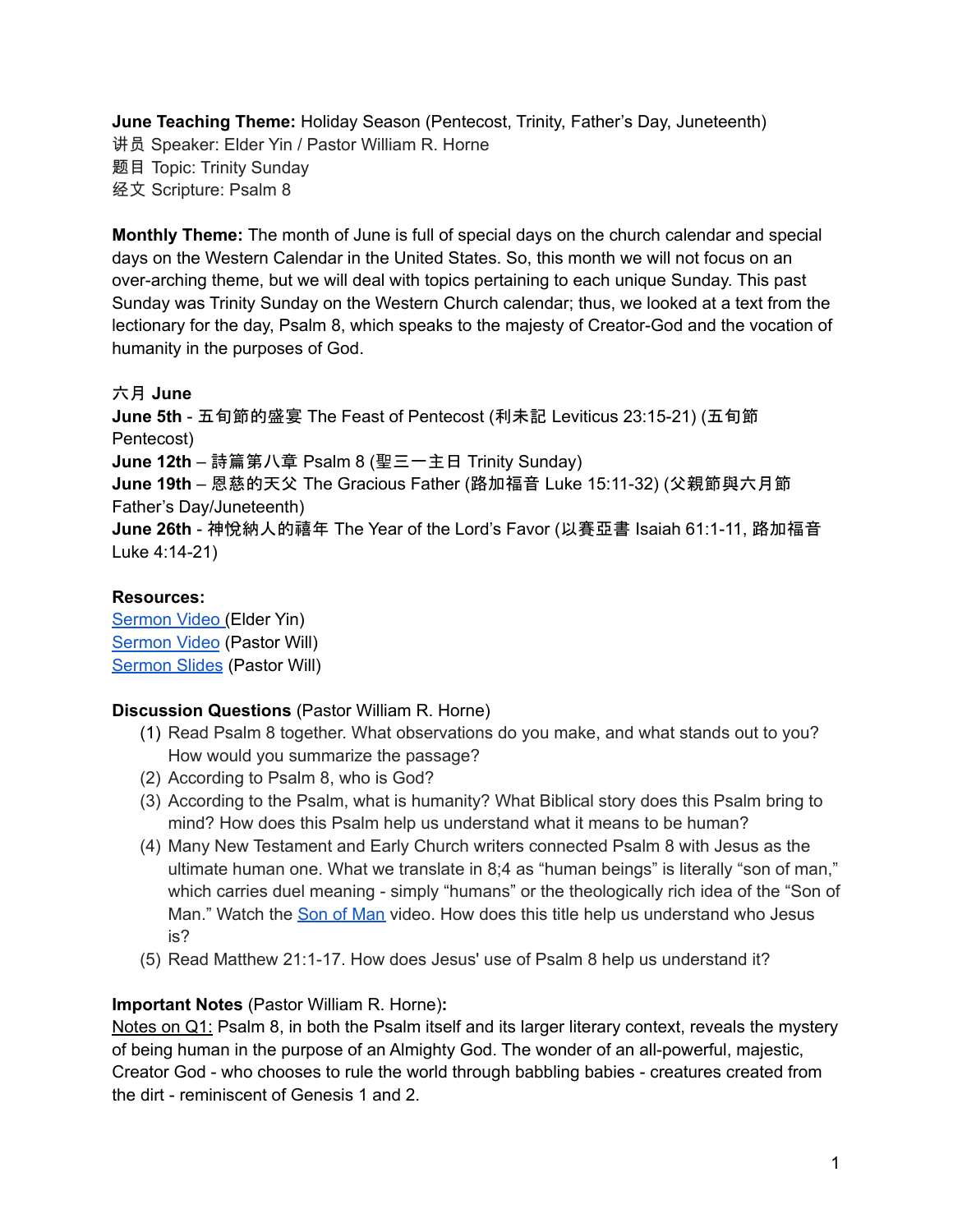**June Teaching Theme:** Holiday Season (Pentecost, Trinity, Father's Day, Juneteenth)
讲员 Speaker: Elder Yin / Pastor William R. Horne
题目 Topic: Trinity Sunday
经文 Scripture: Psalm 8

**Monthly Theme:** The month of June is full of special days on the church calendar and special days on the Western Calendar in the United States. So, this month we will not focus on an over-arching theme, but we will deal with topics pertaining to each unique Sunday. This past Sunday was Trinity Sunday on the Western Church calendar; thus, we looked at a text from the lectionary for the day, Psalm 8, which speaks to the majesty of Creator-God and the vocation of humanity in the purposes of God.

**六月 June**
**June 5th** - 五旬節的盛宴 The Feast of Pentecost (利未記 Leviticus 23:15-21) (五旬節 Pentecost)
**June 12th** – 詩篇第八章 Psalm 8 (聖三一主日 Trinity Sunday)
**June 19th** – 恩慈的天父 The Gracious Father (路加福音 Luke 15:11-32) (父親節與六月節 Father's Day/Juneteenth)
**June 26th** - 神悅納人的禧年 The Year of the Lord's Favor (以賽亞書 Isaiah 61:1-11, 路加福音 Luke 4:14-21)

**Resources:**
Sermon Video (Elder Yin)
Sermon Video (Pastor Will)
Sermon Slides (Pastor Will)

**Discussion Questions** (Pastor William R. Horne)

(1) Read Psalm 8 together. What observations do you make, and what stands out to you? How would you summarize the passage?
(2) According to Psalm 8, who is God?
(3) According to the Psalm, what is humanity? What Biblical story does this Psalm bring to mind? How does this Psalm help us understand what it means to be human?
(4) Many New Testament and Early Church writers connected Psalm 8 with Jesus as the ultimate human one. What we translate in 8;4 as "human beings" is literally "son of man," which carries duel meaning - simply "humans" or the theologically rich idea of the "Son of Man." Watch the Son of Man video. How does this title help us understand who Jesus is?
(5) Read Matthew 21:1-17. How does Jesus' use of Psalm 8 help us understand it?

**Important Notes** (Pastor William R. Horne)**:**
Notes on Q1: Psalm 8, in both the Psalm itself and its larger literary context, reveals the mystery of being human in the purpose of an Almighty God. The wonder of an all-powerful, majestic, Creator God - who chooses to rule the world through babbling babies - creatures created from the dirt - reminiscent of Genesis 1 and 2.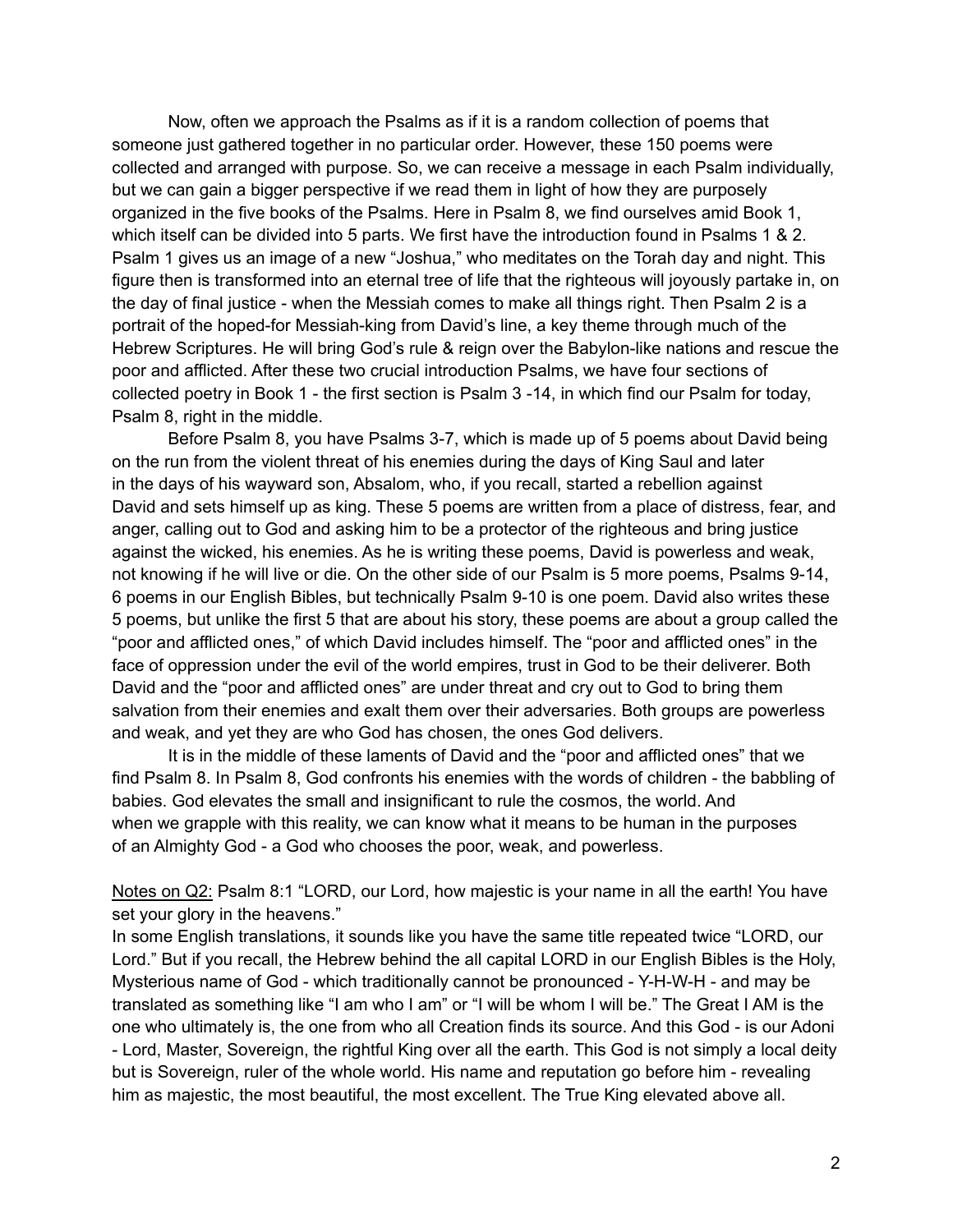Now, often we approach the Psalms as if it is a random collection of poems that someone just gathered together in no particular order. However, these 150 poems were collected and arranged with purpose. So, we can receive a message in each Psalm individually, but we can gain a bigger perspective if we read them in light of how they are purposely organized in the five books of the Psalms. Here in Psalm 8, we find ourselves amid Book 1, which itself can be divided into 5 parts. We first have the introduction found in Psalms 1 & 2. Psalm 1 gives us an image of a new "Joshua," who meditates on the Torah day and night. This figure then is transformed into an eternal tree of life that the righteous will joyously partake in, on the day of final justice - when the Messiah comes to make all things right. Then Psalm 2 is a portrait of the hoped-for Messiah-king from David's line, a key theme through much of the Hebrew Scriptures. He will bring God's rule & reign over the Babylon-like nations and rescue the poor and afflicted. After these two crucial introduction Psalms, we have four sections of collected poetry in Book 1 - the first section is Psalm 3 -14, in which find our Psalm for today, Psalm 8, right in the middle.

Before Psalm 8, you have Psalms 3-7, which is made up of 5 poems about David being on the run from the violent threat of his enemies during the days of King Saul and later in the days of his wayward son, Absalom, who, if you recall, started a rebellion against David and sets himself up as king. These 5 poems are written from a place of distress, fear, and anger, calling out to God and asking him to be a protector of the righteous and bring justice against the wicked, his enemies. As he is writing these poems, David is powerless and weak, not knowing if he will live or die. On the other side of our Psalm is 5 more poems, Psalms 9-14, 6 poems in our English Bibles, but technically Psalm 9-10 is one poem. David also writes these 5 poems, but unlike the first 5 that are about his story, these poems are about a group called the "poor and afflicted ones," of which David includes himself. The "poor and afflicted ones" in the face of oppression under the evil of the world empires, trust in God to be their deliverer. Both David and the "poor and afflicted ones" are under threat and cry out to God to bring them salvation from their enemies and exalt them over their adversaries. Both groups are powerless and weak, and yet they are who God has chosen, the ones God delivers.

It is in the middle of these laments of David and the "poor and afflicted ones" that we find Psalm 8. In Psalm 8, God confronts his enemies with the words of children - the babbling of babies. God elevates the small and insignificant to rule the cosmos, the world. And when we grapple with this reality, we can know what it means to be human in the purposes of an Almighty God - a God who chooses the poor, weak, and powerless.

<u>Notes on Q2:</u> Psalm 8:1 "LORD, our Lord, how majestic is your name in all the earth! You have set your glory in the heavens."
In some English translations, it sounds like you have the same title repeated twice "LORD, our Lord." But if you recall, the Hebrew behind the all capital LORD in our English Bibles is the Holy, Mysterious name of God - which traditionally cannot be pronounced - Y-H-W-H - and may be translated as something like "I am who I am" or "I will be whom I will be." The Great I AM is the one who ultimately is, the one from who all Creation finds its source. And this God - is our Adoni - Lord, Master, Sovereign, the rightful King over all the earth. This God is not simply a local deity but is Sovereign, ruler of the whole world. His name and reputation go before him - revealing him as majestic, the most beautiful, the most excellent. The True King elevated above all.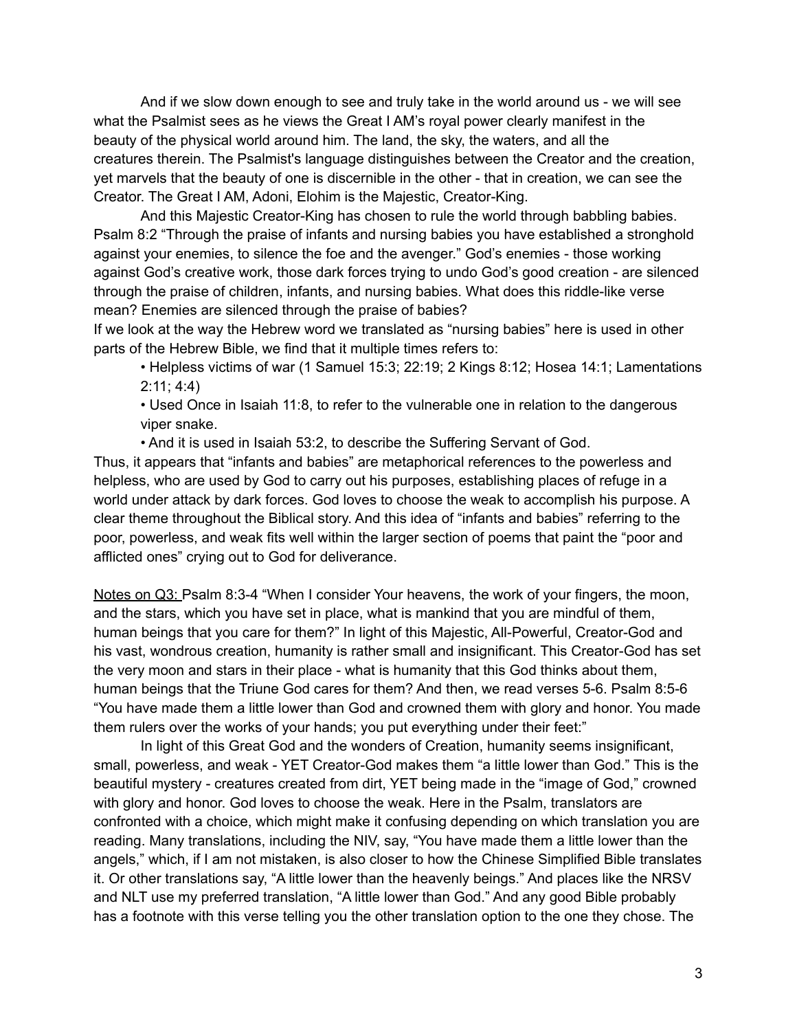And if we slow down enough to see and truly take in the world around us - we will see what the Psalmist sees as he views the Great I AM's royal power clearly manifest in the beauty of the physical world around him. The land, the sky, the waters, and all the creatures therein. The Psalmist's language distinguishes between the Creator and the creation, yet marvels that the beauty of one is discernible in the other - that in creation, we can see the Creator. The Great I AM, Adoni, Elohim is the Majestic, Creator-King.

And this Majestic Creator-King has chosen to rule the world through babbling babies. Psalm 8:2 "Through the praise of infants and nursing babies you have established a stronghold against your enemies, to silence the foe and the avenger." God's enemies - those working against God's creative work, those dark forces trying to undo God's good creation - are silenced through the praise of children, infants, and nursing babies. What does this riddle-like verse mean? Enemies are silenced through the praise of babies?

If we look at the way the Hebrew word we translated as "nursing babies" here is used in other parts of the Hebrew Bible, we find that it multiple times refers to:

- Helpless victims of war (1 Samuel 15:3; 22:19; 2 Kings 8:12; Hosea 14:1; Lamentations 2:11; 4:4)
- Used Once in Isaiah 11:8, to refer to the vulnerable one in relation to the dangerous viper snake.
- And it is used in Isaiah 53:2, to describe the Suffering Servant of God.

Thus, it appears that "infants and babies" are metaphorical references to the powerless and helpless, who are used by God to carry out his purposes, establishing places of refuge in a world under attack by dark forces. God loves to choose the weak to accomplish his purpose. A clear theme throughout the Biblical story. And this idea of "infants and babies" referring to the poor, powerless, and weak fits well within the larger section of poems that paint the "poor and afflicted ones" crying out to God for deliverance.

<u>Notes on Q3:</u> Psalm 8:3-4 "When I consider Your heavens, the work of your fingers, the moon, and the stars, which you have set in place, what is mankind that you are mindful of them, human beings that you care for them?" In light of this Majestic, All-Powerful, Creator-God and his vast, wondrous creation, humanity is rather small and insignificant. This Creator-God has set the very moon and stars in their place - what is humanity that this God thinks about them, human beings that the Triune God cares for them? And then, we read verses 5-6. Psalm 8:5-6 "You have made them a little lower than God and crowned them with glory and honor. You made them rulers over the works of your hands; you put everything under their feet:"

In light of this Great God and the wonders of Creation, humanity seems insignificant, small, powerless, and weak - YET Creator-God makes them "a little lower than God." This is the beautiful mystery - creatures created from dirt, YET being made in the "image of God," crowned with glory and honor. God loves to choose the weak. Here in the Psalm, translators are confronted with a choice, which might make it confusing depending on which translation you are reading. Many translations, including the NIV, say, "You have made them a little lower than the angels," which, if I am not mistaken, is also closer to how the Chinese Simplified Bible translates it. Or other translations say, "A little lower than the heavenly beings." And places like the NRSV and NLT use my preferred translation, "A little lower than God." And any good Bible probably has a footnote with this verse telling you the other translation option to the one they chose. The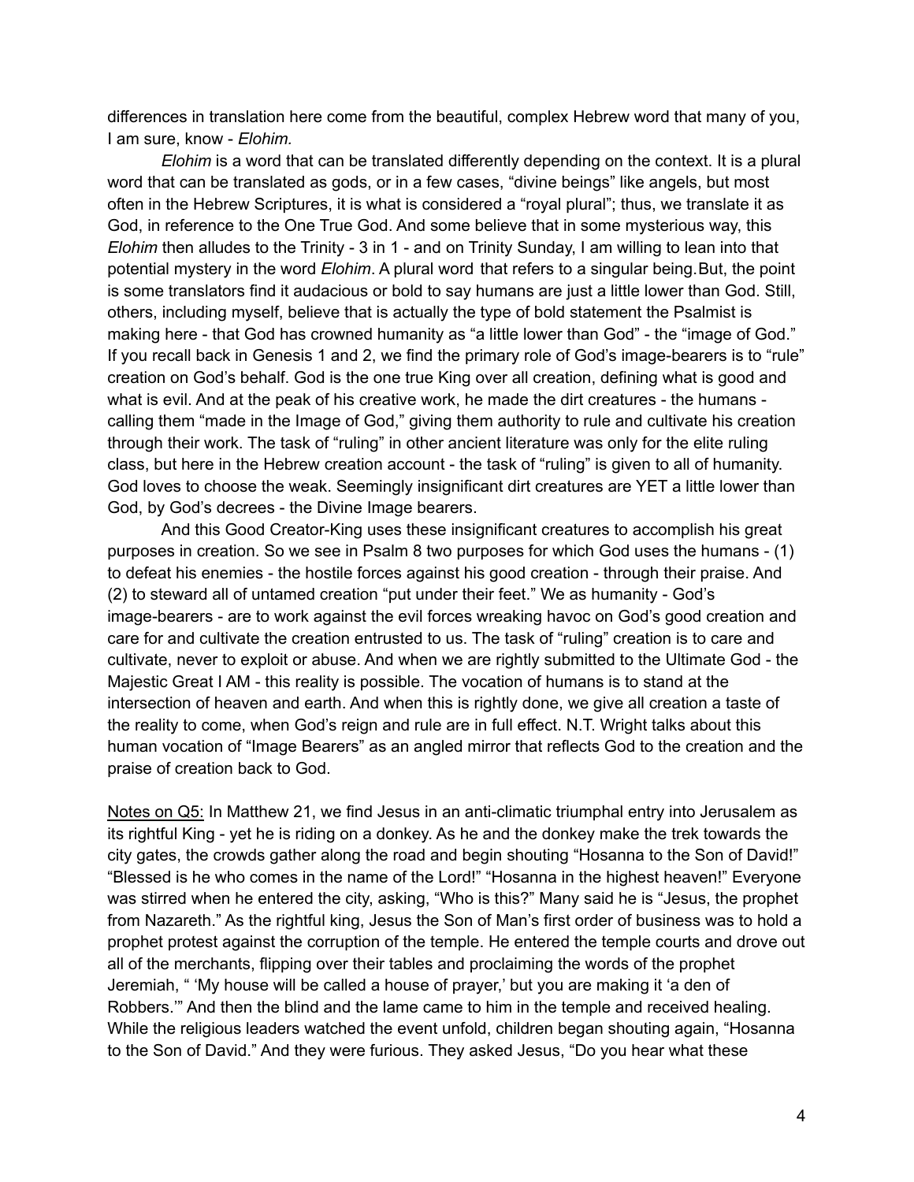differences in translation here come from the beautiful, complex Hebrew word that many of you, I am sure, know - *Elohim.*

*Elohim* is a word that can be translated differently depending on the context. It is a plural word that can be translated as gods, or in a few cases, "divine beings" like angels, but most often in the Hebrew Scriptures, it is what is considered a "royal plural"; thus, we translate it as God, in reference to the One True God. And some believe that in some mysterious way, this *Elohim* then alludes to the Trinity - 3 in 1 - and on Trinity Sunday, I am willing to lean into that potential mystery in the word *Elohim*. A plural word that refers to a singular being.But, the point is some translators find it audacious or bold to say humans are just a little lower than God. Still, others, including myself, believe that is actually the type of bold statement the Psalmist is making here - that God has crowned humanity as "a little lower than God" - the "image of God." If you recall back in Genesis 1 and 2, we find the primary role of God's image-bearers is to "rule" creation on God's behalf. God is the one true King over all creation, defining what is good and what is evil. And at the peak of his creative work, he made the dirt creatures - the humans - calling them "made in the Image of God," giving them authority to rule and cultivate his creation through their work. The task of "ruling" in other ancient literature was only for the elite ruling class, but here in the Hebrew creation account - the task of "ruling" is given to all of humanity. God loves to choose the weak. Seemingly insignificant dirt creatures are YET a little lower than God, by God's decrees - the Divine Image bearers.

And this Good Creator-King uses these insignificant creatures to accomplish his great purposes in creation. So we see in Psalm 8 two purposes for which God uses the humans - (1) to defeat his enemies - the hostile forces against his good creation - through their praise. And (2) to steward all of untamed creation "put under their feet." We as humanity - God's image-bearers - are to work against the evil forces wreaking havoc on God's good creation and care for and cultivate the creation entrusted to us. The task of "ruling" creation is to care and cultivate, never to exploit or abuse. And when we are rightly submitted to the Ultimate God - the Majestic Great I AM - this reality is possible. The vocation of humans is to stand at the intersection of heaven and earth. And when this is rightly done, we give all creation a taste of the reality to come, when God's reign and rule are in full effect. N.T. Wright talks about this human vocation of "Image Bearers" as an angled mirror that reflects God to the creation and the praise of creation back to God.

<u>Notes on Q5:</u> In Matthew 21, we find Jesus in an anti-climatic triumphal entry into Jerusalem as its rightful King - yet he is riding on a donkey. As he and the donkey make the trek towards the city gates, the crowds gather along the road and begin shouting "Hosanna to the Son of David!" "Blessed is he who comes in the name of the Lord!" "Hosanna in the highest heaven!" Everyone was stirred when he entered the city, asking, "Who is this?" Many said he is "Jesus, the prophet from Nazareth." As the rightful king, Jesus the Son of Man's first order of business was to hold a prophet protest against the corruption of the temple. He entered the temple courts and drove out all of the merchants, flipping over their tables and proclaiming the words of the prophet Jeremiah, " 'My house will be called a house of prayer,' but you are making it 'a den of Robbers.'" And then the blind and the lame came to him in the temple and received healing. While the religious leaders watched the event unfold, children began shouting again, "Hosanna to the Son of David." And they were furious. They asked Jesus, "Do you hear what these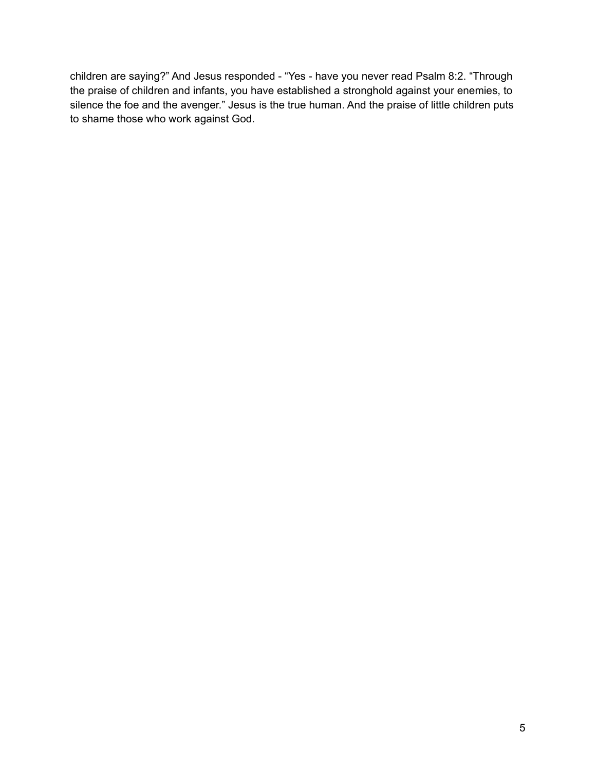children are saying?" And Jesus responded - "Yes - have you never read Psalm 8:2. "Through the praise of children and infants, you have established a stronghold against your enemies, to silence the foe and the avenger." Jesus is the true human. And the praise of little children puts to shame those who work against God.